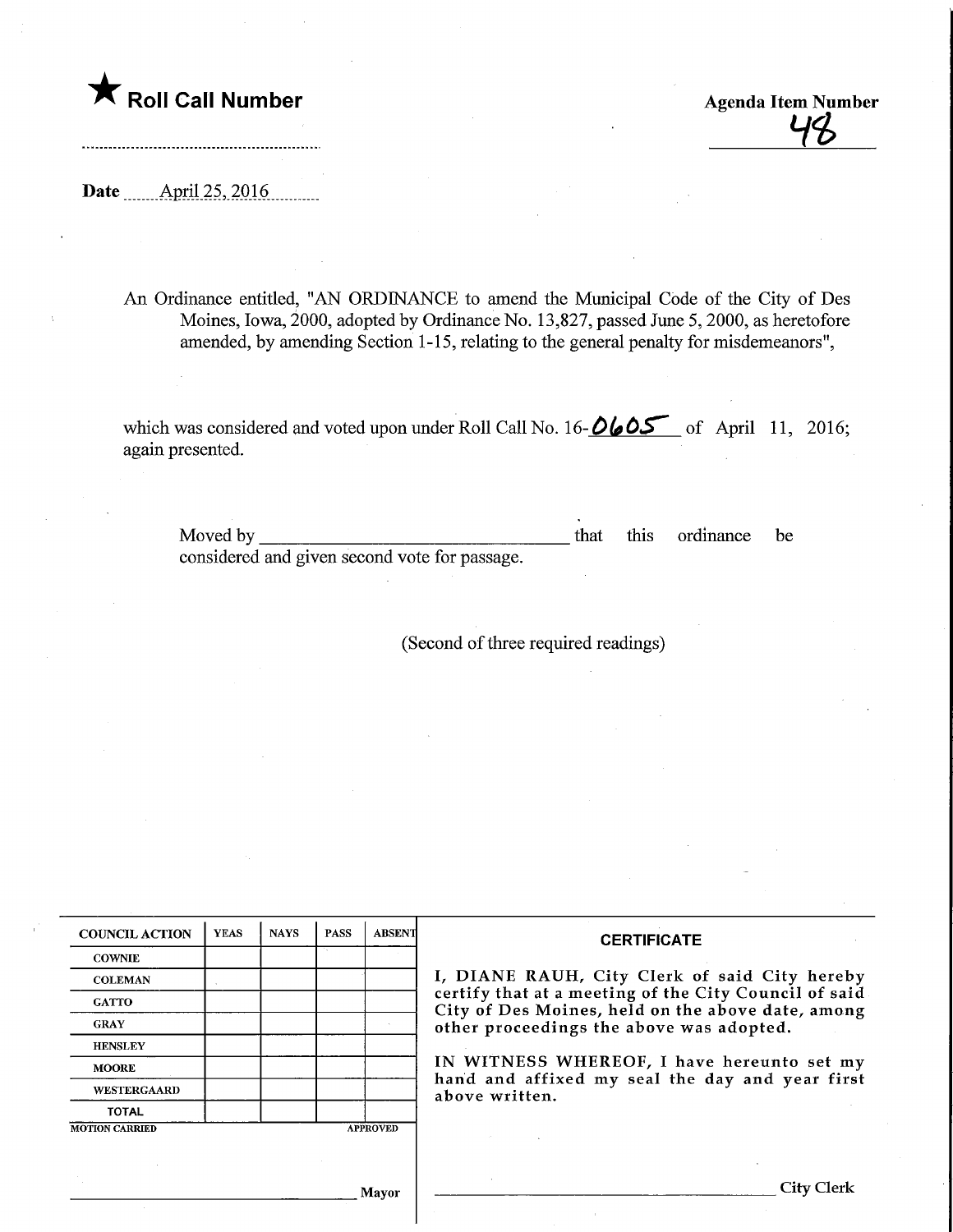★ **Roll Call Number**

**Agenda Item Number**

48

**Date** April 25, 2016

An Ordinance entitled, "AN ORDINANCE to amend the Municipal Code of the City of Des Moines, Iowa, 2000, adopted by Ordinance No. 13,827, passed June 5, 2000, as heretofore amended, by amending Section 1-15, relating to the general penalty for misdemeanors",

which was considered and voted upon under Roll Call No. 16-0605 of April 11, 2016; again presented.

Moved by ________________________________ that this ordinance be considered and given second vote for passage.

(Second of three required readings)

| COUNCIL ACTION | YEAS | NAYS | PASS | ABSENT |
|---|---|---|---|---|
| COWNIE | | | | |
| COLEMAN | | | | |
| GATTO | | | | |
| GRAY | | | | |
| HENSLEY | | | | |
| MOORE | | | | |
| WESTERGAARD | | | | |
| TOTAL | | | | |

MOTION CARRIED APPROVED

________________________________ Mayor

**CERTIFICATE**

I, DIANE RAUH, City Clerk of said City hereby certify that at a meeting of the City Council of said City of Des Moines, held on the above date, among other proceedings the above was adopted.

IN WITNESS WHEREOF, I have hereunto set my hand and affixed my seal the day and year first above written.

________________________________ City Clerk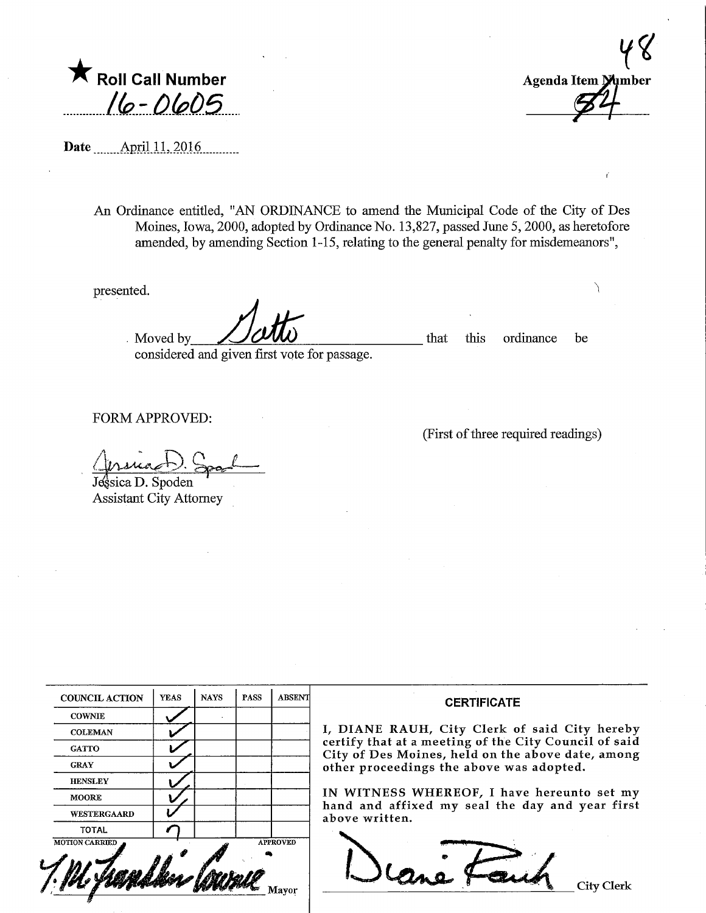★ **Roll Call Number**

16-0605

**Agenda Item Number**

48

~~54~~

**Date** April 11, 2016

An Ordinance entitled, "AN ORDINANCE to amend the Municipal Code of the City of Des Moines, Iowa, 2000, adopted by Ordinance No. 13,827, passed June 5, 2000, as heretofore amended, by amending Section 1-15, relating to the general penalty for misdemeanors",

presented.

Moved by Gatto that this ordinance be considered and given first vote for passage.

FORM APPROVED:

(First of three required readings)

Jessica D. Spoden
Assistant City Attorney

| COUNCIL ACTION | YEAS | NAYS | PASS | ABSENT |
|---|---|---|---|---|
| COWNIE | ✓ | | | |
| COLEMAN | ✓ | | | |
| GATTO | ✓ | | | |
| GRAY | ✓ | | | |
| HENSLEY | ✓ | | | |
| MOORE | ✓ | | | |
| WESTERGAARD | ✓ | | | |
| TOTAL | 7 | | | |

MOTION CARRIED APPROVED

T. M. Franklin Cownie Mayor

**CERTIFICATE**

I, DIANE RAUH, City Clerk of said City hereby certify that at a meeting of the City Council of said City of Des Moines, held on the above date, among other proceedings the above was adopted.

IN WITNESS WHEREOF, I have hereunto set my hand and affixed my seal the day and year first above written.

Diane Rauh City Clerk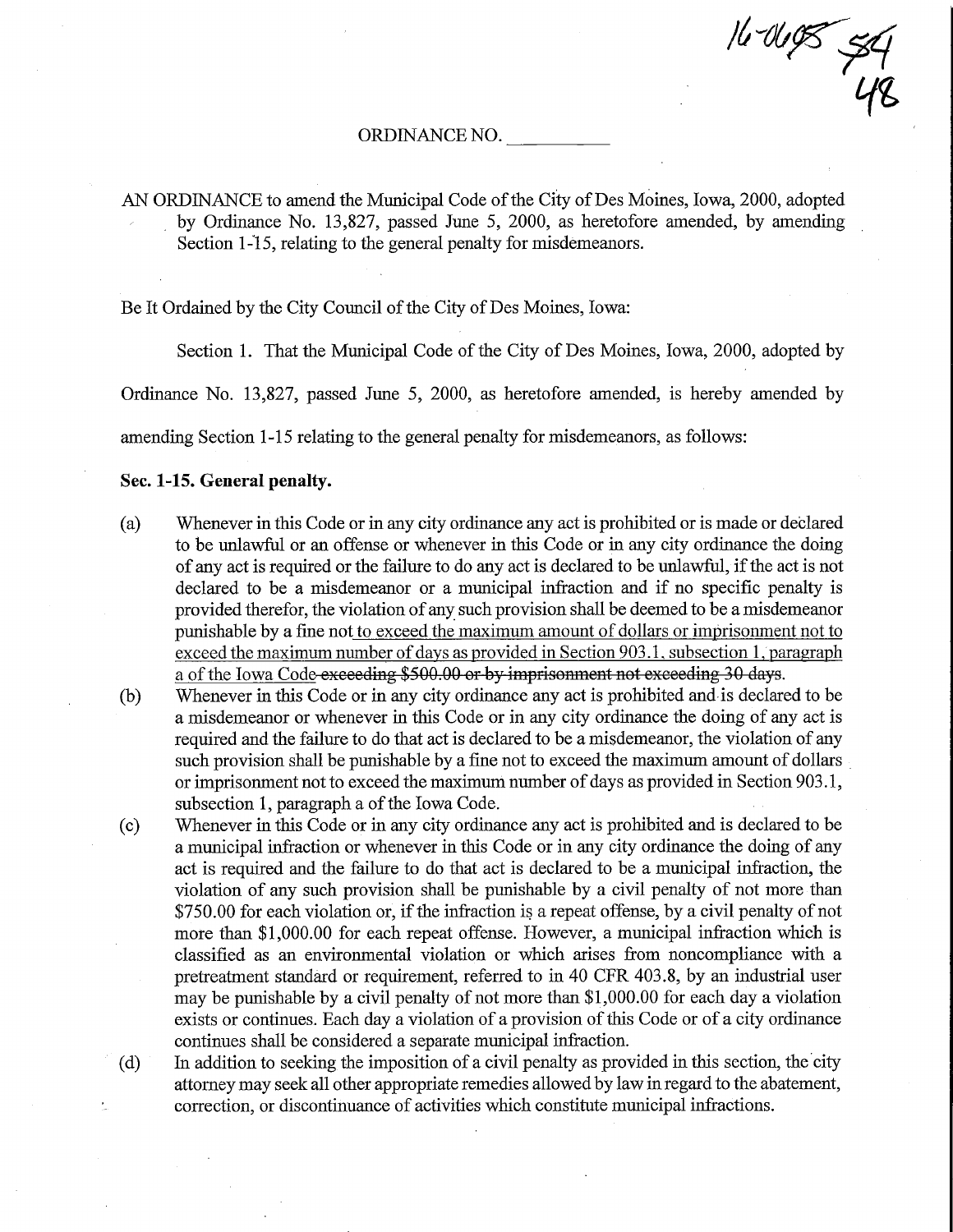16-0695 54 48

ORDINANCE NO. __________

AN ORDINANCE to amend the Municipal Code of the City of Des Moines, Iowa, 2000, adopted by Ordinance No. 13,827, passed June 5, 2000, as heretofore amended, by amending Section 1-15, relating to the general penalty for misdemeanors.

Be It Ordained by the City Council of the City of Des Moines, Iowa:

Section 1. That the Municipal Code of the City of Des Moines, Iowa, 2000, adopted by Ordinance No. 13,827, passed June 5, 2000, as heretofore amended, is hereby amended by amending Section 1-15 relating to the general penalty for misdemeanors, as follows:

**Sec. 1-15. General penalty.**

(a) Whenever in this Code or in any city ordinance any act is prohibited or is made or declared to be unlawful or an offense or whenever in this Code or in any city ordinance the doing of any act is required or the failure to do any act is declared to be unlawful, if the act is not declared to be a misdemeanor or a municipal infraction and if no specific penalty is provided therefor, the violation of any such provision shall be deemed to be a misdemeanor punishable by a fine not <u>to exceed the maximum amount of dollars or imprisonment not to exceed the maximum number of days as provided in Section 903.1, subsection 1, paragraph a of the Iowa Code</u> ~~exceeding \$500.00 or by imprisonment not exceeding 30 days~~.

(b) Whenever in this Code or in any city ordinance any act is prohibited and is declared to be a misdemeanor or whenever in this Code or in any city ordinance the doing of any act is required and the failure to do that act is declared to be a misdemeanor, the violation of any such provision shall be punishable by a fine not to exceed the maximum amount of dollars or imprisonment not to exceed the maximum number of days as provided in Section 903.1, subsection 1, paragraph a of the Iowa Code.

(c) Whenever in this Code or in any city ordinance any act is prohibited and is declared to be a municipal infraction or whenever in this Code or in any city ordinance the doing of any act is required and the failure to do that act is declared to be a municipal infraction, the violation of any such provision shall be punishable by a civil penalty of not more than \$750.00 for each violation or, if the infraction is a repeat offense, by a civil penalty of not more than \$1,000.00 for each repeat offense. However, a municipal infraction which is classified as an environmental violation or which arises from noncompliance with a pretreatment standard or requirement, referred to in 40 CFR 403.8, by an industrial user may be punishable by a civil penalty of not more than \$1,000.00 for each day a violation exists or continues. Each day a violation of a provision of this Code or of a city ordinance continues shall be considered a separate municipal infraction.

(d) In addition to seeking the imposition of a civil penalty as provided in this section, the city attorney may seek all other appropriate remedies allowed by law in regard to the abatement, correction, or discontinuance of activities which constitute municipal infractions.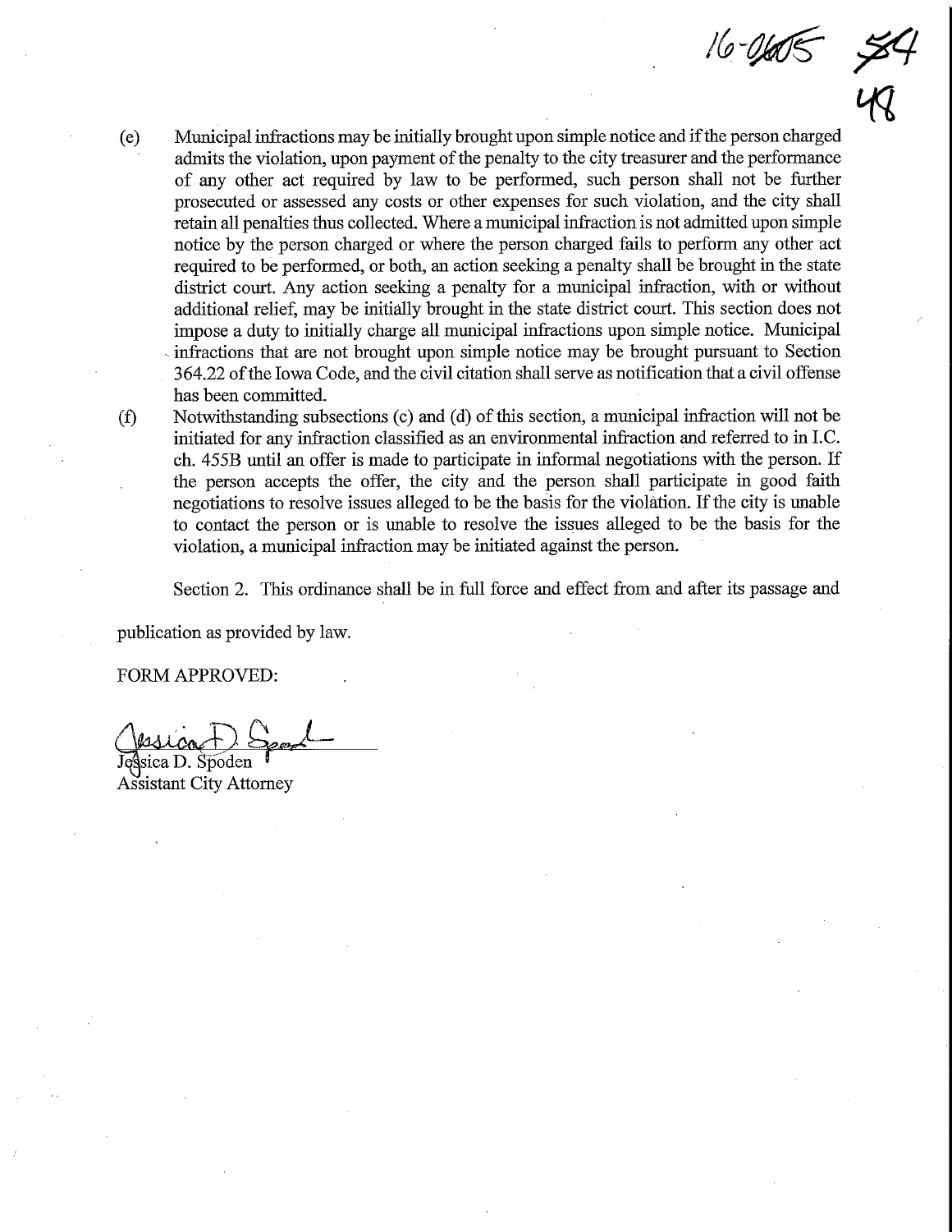16-0605 ~~54~~ 48

(e) Municipal infractions may be initially brought upon simple notice and if the person charged admits the violation, upon payment of the penalty to the city treasurer and the performance of any other act required by law to be performed, such person shall not be further prosecuted or assessed any costs or other expenses for such violation, and the city shall retain all penalties thus collected. Where a municipal infraction is not admitted upon simple notice by the person charged or where the person charged fails to perform any other act required to be performed, or both, an action seeking a penalty shall be brought in the state district court. Any action seeking a penalty for a municipal infraction, with or without additional relief, may be initially brought in the state district court. This section does not impose a duty to initially charge all municipal infractions upon simple notice. Municipal infractions that are not brought upon simple notice may be brought pursuant to Section 364.22 of the Iowa Code, and the civil citation shall serve as notification that a civil offense has been committed.

(f) Notwithstanding subsections (c) and (d) of this section, a municipal infraction will not be initiated for any infraction classified as an environmental infraction and referred to in I.C. ch. 455B until an offer is made to participate in informal negotiations with the person. If the person accepts the offer, the city and the person shall participate in good faith negotiations to resolve issues alleged to be the basis for the violation. If the city is unable to contact the person or is unable to resolve the issues alleged to be the basis for the violation, a municipal infraction may be initiated against the person.

Section 2. This ordinance shall be in full force and effect from and after its passage and publication as provided by law.

FORM APPROVED:

Jessica D. Spoden
Assistant City Attorney